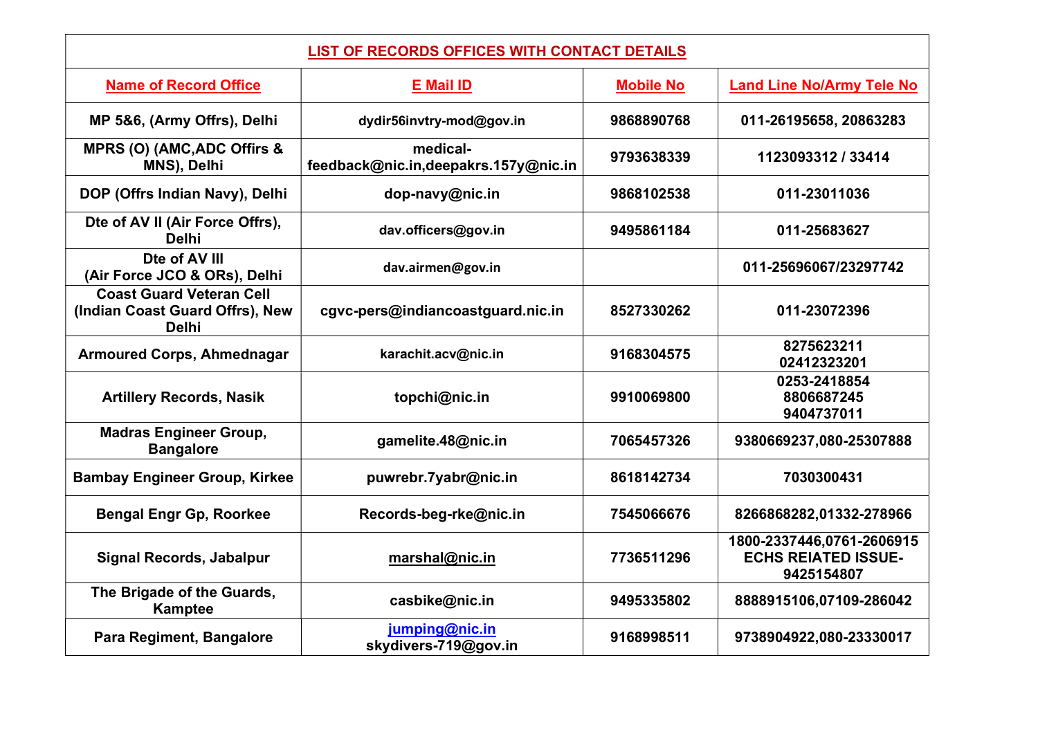## LIST OF RECORDS OFFICES WITH CONTACT DETAILS

| Name of Record Office | E Mail ID | Mobile No | Land Line No/Army Tele No |
|---|---|---|---|
| MP 5&6, (Army Offrs), Delhi | dydir56invtry-mod@gov.in | 9868890768 | 011-26195658, 20863283 |
| MPRS (O) (AMC,ADC Offirs & MNS), Delhi | medical-feedback@nic.in,deepakrs.157y@nic.in | 9793638339 | 1123093312 / 33414 |
| DOP (Offrs Indian Navy), Delhi | dop-navy@nic.in | 9868102538 | 011-23011036 |
| Dte of AV II (Air Force Offrs), Delhi | dav.officers@gov.in | 9495861184 | 011-25683627 |
| Dte of AV III (Air Force JCO & ORs), Delhi | dav.airmen@gov.in | | 011-25696067/23297742 |
| Coast Guard Veteran Cell (Indian Coast Guard Offrs), New Delhi | cgvc-pers@indiancoastguard.nic.in | 8527330262 | 011-23072396 |
| Armoured Corps, Ahmednagar | karachit.acv@nic.in | 9168304575 | 8275623211 02412323201 |
| Artillery Records, Nasik | topchi@nic.in | 9910069800 | 0253-2418854 8806687245 9404737011 |
| Madras Engineer Group, Bangalore | gamelite.48@nic.in | 7065457326 | 9380669237,080-25307888 |
| Bambay Engineer Group, Kirkee | puwrebr.7yabr@nic.in | 8618142734 | 7030300431 |
| Bengal Engr Gp, Roorkee | Records-beg-rke@nic.in | 7545066676 | 8266868282,01332-278966 |
| Signal Records, Jabalpur | marshal@nic.in | 7736511296 | 1800-2337446,0761-2606915 ECHS REIATED ISSUE-9425154807 |
| The Brigade of the Guards, Kamptee | casbike@nic.in | 9495335802 | 8888915106,07109-286042 |
| Para Regiment, Bangalore | jumping@nic.in skydivers-719@gov.in | 9168998511 | 9738904922,080-23330017 |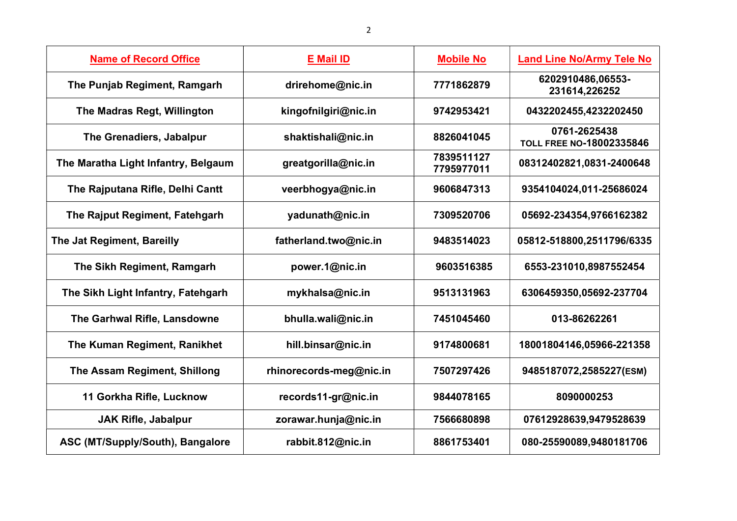| Name of Record Office | E Mail ID | Mobile No | Land Line No/Army Tele No |
|---|---|---|---|
| The Punjab Regiment, Ramgarh | drirehome@nic.in | 7771862879 | 6202910486,06553-231614,226252 |
| The Madras Regt, Willington | kingofnilgiri@nic.in | 9742953421 | 0432202455,4232202450 |
| The Grenadiers, Jabalpur | shaktishali@nic.in | 8826041045 | 0761-2625438 TOLL FREE NO-18002335846 |
| The Maratha Light Infantry, Belgaum | greatgorilla@nic.in | 7839511127 7795977011 | 08312402821,0831-2400648 |
| The Rajputana Rifle, Delhi Cantt | veerbhogya@nic.in | 9606847313 | 9354104024,011-25686024 |
| The Rajput Regiment, Fatehgarh | yadunath@nic.in | 7309520706 | 05692-234354,9766162382 |
| The Jat Regiment, Bareilly | fatherland.two@nic.in | 9483514023 | 05812-518800,2511796/6335 |
| The Sikh Regiment, Ramgarh | power.1@nic.in | 9603516385 | 6553-231010,8987552454 |
| The Sikh Light Infantry, Fatehgarh | mykhalsa@nic.in | 9513131963 | 6306459350,05692-237704 |
| The Garhwal Rifle, Lansdowne | bhulla.wali@nic.in | 7451045460 | 013-86262261 |
| The Kuman Regiment, Ranikhet | hill.binsar@nic.in | 9174800681 | 18001804146,05966-221358 |
| The Assam Regiment, Shillong | rhinorecords-meg@nic.in | 7507297426 | 9485187072,2585227(ESM) |
| 11 Gorkha Rifle, Lucknow | records11-gr@nic.in | 9844078165 | 8090000253 |
| JAK Rifle, Jabalpur | zorawar.hunja@nic.in | 7566680898 | 07612928639,9479528639 |
| ASC (MT/Supply/South), Bangalore | rabbit.812@nic.in | 8861753401 | 080-25590089,9480181706 |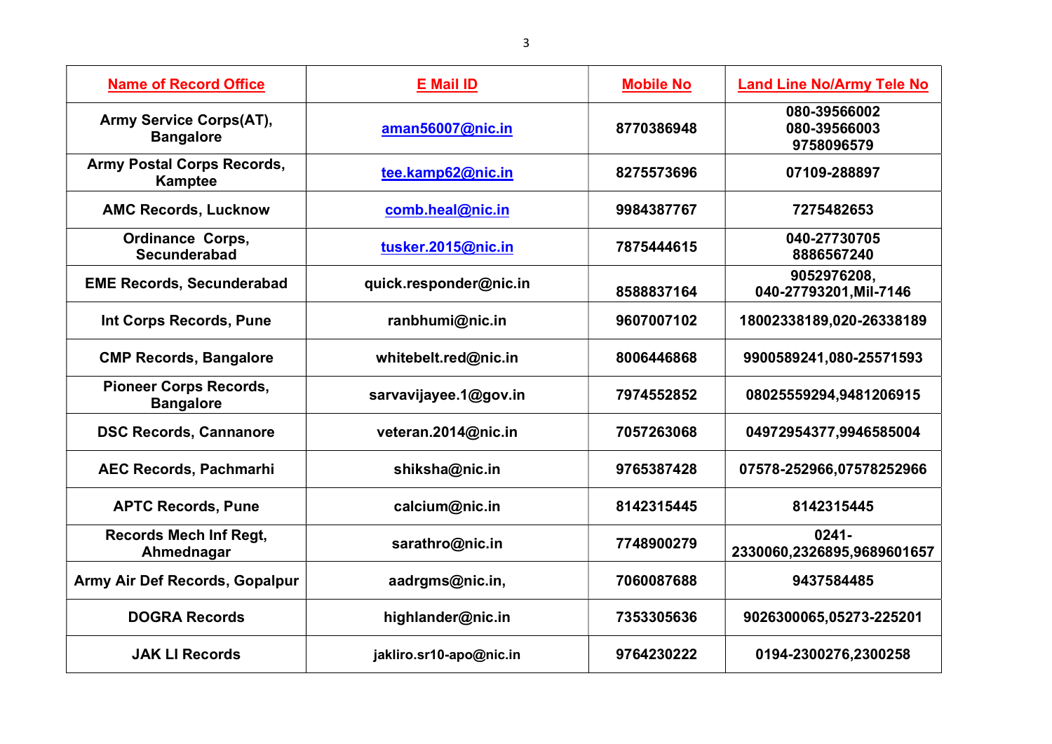| Name of Record Office | E Mail ID | Mobile No | Land Line No/Army Tele No |
|---|---|---|---|
| Army Service Corps(AT), Bangalore | aman56007@nic.in | 8770386948 | 080-39566002 080-39566003 9758096579 |
| Army Postal Corps Records, Kamptee | tee.kamp62@nic.in | 8275573696 | 07109-288897 |
| AMC Records, Lucknow | comb.heal@nic.in | 9984387767 | 7275482653 |
| Ordinance Corps, Secunderabad | tusker.2015@nic.in | 7875444615 | 040-27730705 8886567240 |
| EME Records, Secunderabad | quick.responder@nic.in | 8588837164 | 9052976208, 040-27793201,Mil-7146 |
| Int Corps Records, Pune | ranbhumi@nic.in | 9607007102 | 18002338189,020-26338189 |
| CMP Records, Bangalore | whitebelt.red@nic.in | 8006446868 | 9900589241,080-25571593 |
| Pioneer Corps Records, Bangalore | sarvavijayee.1@gov.in | 7974552852 | 08025559294,9481206915 |
| DSC Records, Cannanore | veteran.2014@nic.in | 7057263068 | 04972954377,9946585004 |
| AEC Records, Pachmarhi | shiksha@nic.in | 9765387428 | 07578-252966,07578252966 |
| APTC Records, Pune | calcium@nic.in | 8142315445 | 8142315445 |
| Records Mech Inf Regt, Ahmednagar | sarathro@nic.in | 7748900279 | 0241-2330060,2326895,9689601657 |
| Army Air Def Records, Gopalpur | aadrgms@nic.in, | 7060087688 | 9437584485 |
| DOGRA Records | highlander@nic.in | 7353305636 | 9026300065,05273-225201 |
| JAK LI Records | jakliro.sr10-apo@nic.in | 9764230222 | 0194-2300276,2300258 |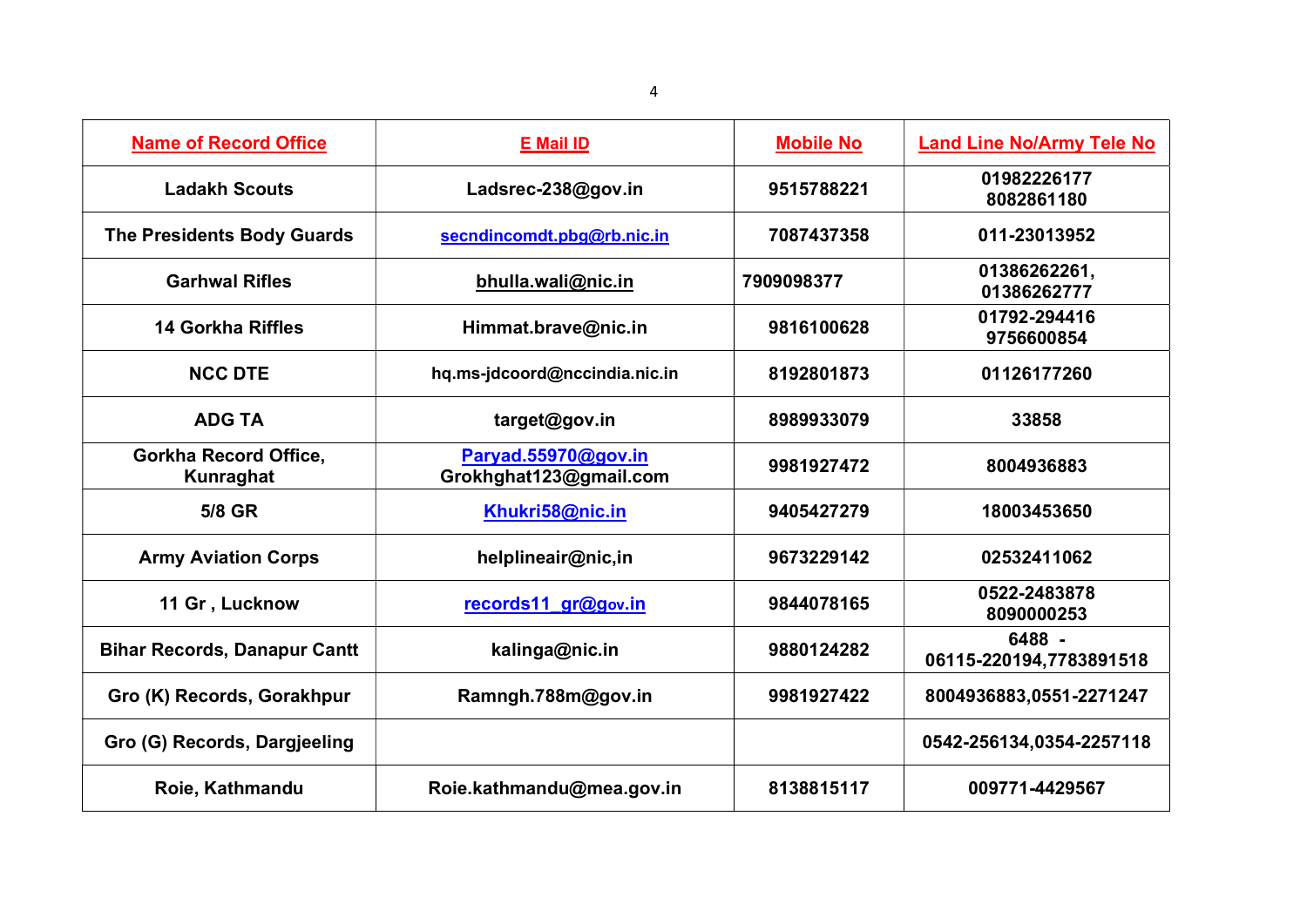| Name of Record Office | E Mail ID | Mobile No | Land Line No/Army Tele No |
|---|---|---|---|
| Ladakh Scouts | Ladsrec-238@gov.in | 9515788221 | 01982226177 8082861180 |
| The Presidents Body Guards | secndincomdt.pbg@rb.nic.in | 7087437358 | 011-23013952 |
| Garhwal Rifles | bhulla.wali@nic.in | 7909098377 | 01386262261, 01386262777 |
| 14 Gorkha Riffles | Himmat.brave@nic.in | 9816100628 | 01792-294416 9756600854 |
| NCC DTE | hq.ms-jdcoord@nccindia.nic.in | 8192801873 | 01126177260 |
| ADG TA | target@gov.in | 8989933079 | 33858 |
| Gorkha Record Office, Kunraghat | Paryad.55970@gov.in Grokhghat123@gmail.com | 9981927472 | 8004936883 |
| 5/8 GR | Khukri58@nic.in | 9405427279 | 18003453650 |
| Army Aviation Corps | helplineair@nic,in | 9673229142 | 02532411062 |
| 11 Gr , Lucknow | records11_gr@gov.in | 9844078165 | 0522-2483878 8090000253 |
| Bihar Records, Danapur Cantt | kalinga@nic.in | 9880124282 | 6488 - 06115-220194,7783891518 |
| Gro (K) Records, Gorakhpur | Ramngh.788m@gov.in | 9981927422 | 8004936883,0551-2271247 |
| Gro (G) Records, Dargjeeling | | | 0542-256134,0354-2257118 |
| Roie, Kathmandu | Roie.kathmandu@mea.gov.in | 8138815117 | 009771-4429567 |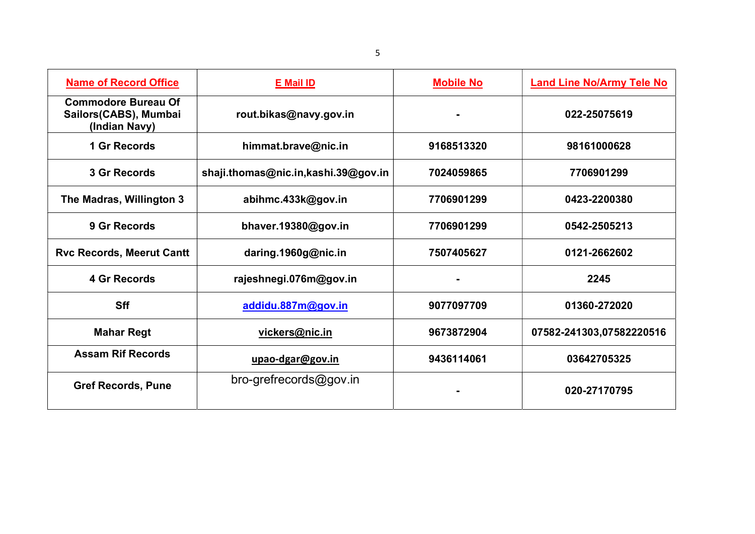| Name of Record Office | E Mail ID | Mobile No | Land Line No/Army Tele No |
|---|---|---|---|
| **Commodore Bureau Of Sailors(CABS), Mumbai (Indian Navy)** | **rout.bikas@navy.gov.in** | **-** | **022-25075619** |
| **1 Gr Records** | **himmat.brave@nic.in** | **9168513320** | **98161000628** |
| **3 Gr Records** | **shaji.thomas@nic.in,kashi.39@gov.in** | **7024059865** | **7706901299** |
| **The Madras, Willington 3** | **abihmc.433k@gov.in** | **7706901299** | **0423-2200380** |
| **9 Gr Records** | **bhaver.19380@gov.in** | **7706901299** | **0542-2505213** |
| **Rvc Records, Meerut Cantt** | **daring.1960g@nic.in** | **7507405627** | **0121-2662602** |
| **4 Gr Records** | **rajeshnegi.076m@gov.in** | **-** | **2245** |
| **Sff** | **addidu.887m@gov.in** | **9077097709** | **01360-272020** |
| **Mahar Regt** | **vickers@nic.in** | **9673872904** | **07582-241303,07582220516** |
| **Assam Rif Records** | **upao-dgar@gov.in** | **9436114061** | **03642705325** |
| **Gref Records, Pune** | bro-grefrecords@gov.in | **-** | **020-27170795** |